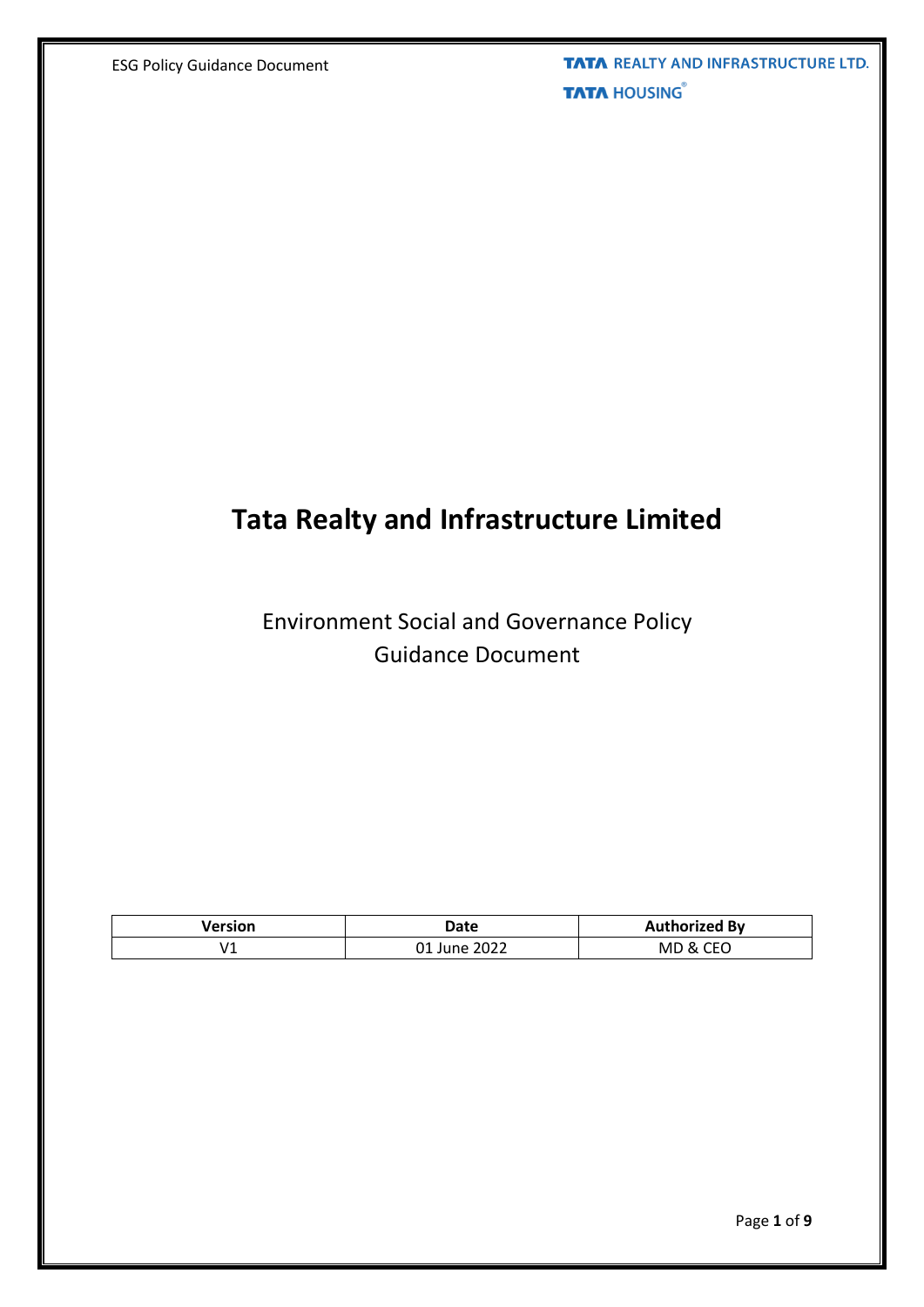# Tata Realty and Infrastructure Limited

Environment Social and Governance Policy
Guidance Document

| Version | Date | Authorized By |
|---|---|---|
| V1 | 01 June 2022 | MD & CEO |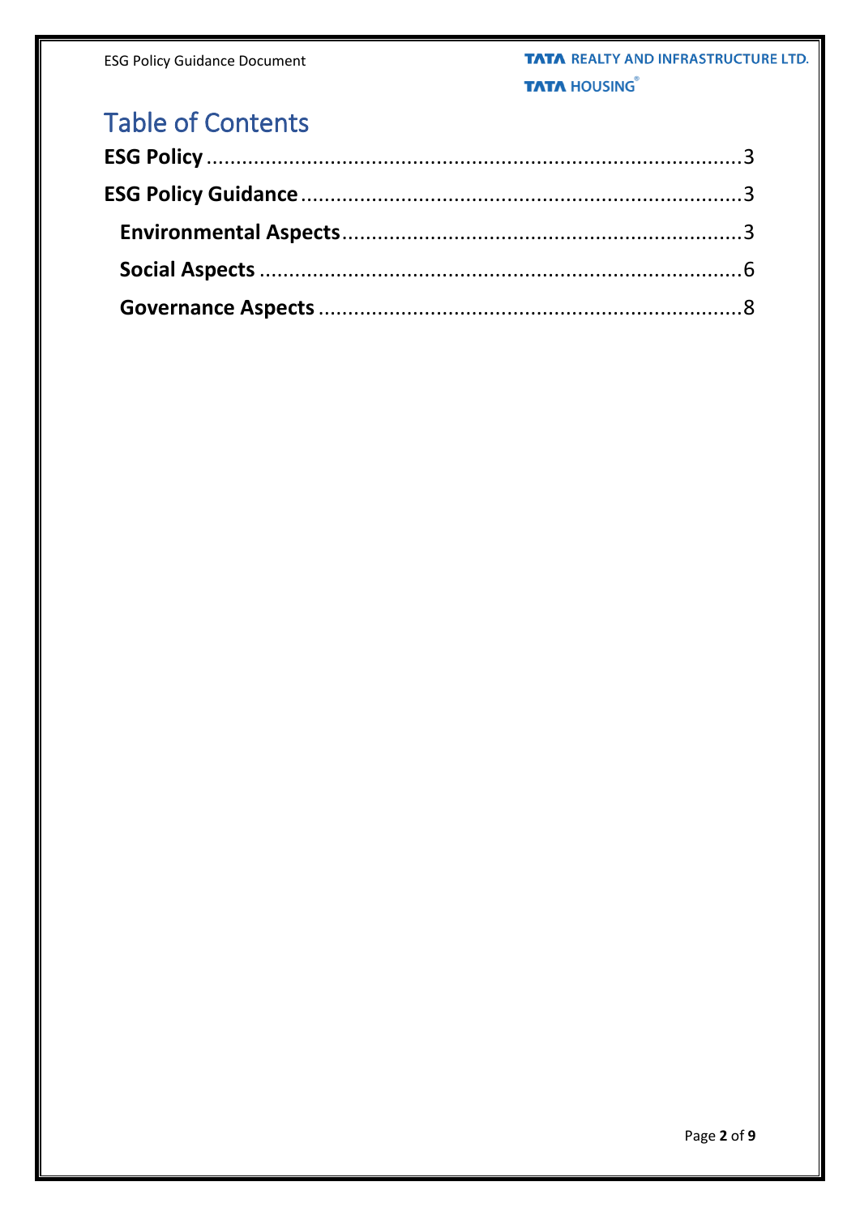# Table of Contents

**ESG Policy** .......................................................................................... 3

**ESG Policy Guidance** ......................................................................... 3

- **Environmental Aspects** ................................................................. 3
- **Social Aspects** ................................................................................ 6
- **Governance Aspects** ..................................................................... 8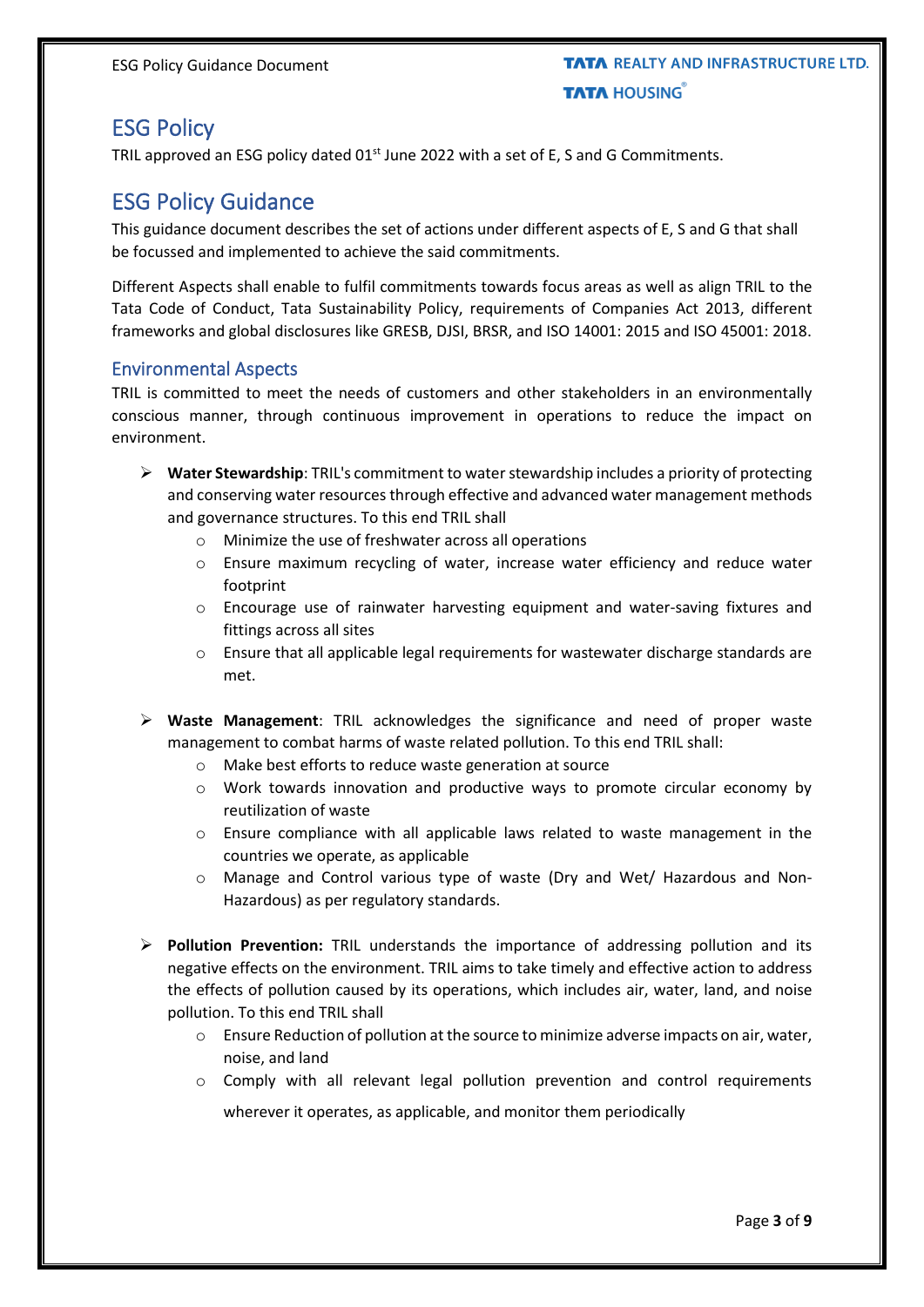## ESG Policy

TRIL approved an ESG policy dated 01st June 2022 with a set of E, S and G Commitments.

## ESG Policy Guidance

This guidance document describes the set of actions under different aspects of E, S and G that shall be focussed and implemented to achieve the said commitments.

Different Aspects shall enable to fulfil commitments towards focus areas as well as align TRIL to the Tata Code of Conduct, Tata Sustainability Policy, requirements of Companies Act 2013, different frameworks and global disclosures like GRESB, DJSI, BRSR, and ISO 14001: 2015 and ISO 45001: 2018.

### Environmental Aspects

TRIL is committed to meet the needs of customers and other stakeholders in an environmentally conscious manner, through continuous improvement in operations to reduce the impact on environment.

- **Water Stewardship**: TRIL's commitment to water stewardship includes a priority of protecting and conserving water resources through effective and advanced water management methods and governance structures. To this end TRIL shall
  - Minimize the use of freshwater across all operations
  - Ensure maximum recycling of water, increase water efficiency and reduce water footprint
  - Encourage use of rainwater harvesting equipment and water-saving fixtures and fittings across all sites
  - Ensure that all applicable legal requirements for wastewater discharge standards are met.

- **Waste Management**: TRIL acknowledges the significance and need of proper waste management to combat harms of waste related pollution. To this end TRIL shall:
  - Make best efforts to reduce waste generation at source
  - Work towards innovation and productive ways to promote circular economy by reutilization of waste
  - Ensure compliance with all applicable laws related to waste management in the countries we operate, as applicable
  - Manage and Control various type of waste (Dry and Wet/ Hazardous and Non-Hazardous) as per regulatory standards.

- **Pollution Prevention:** TRIL understands the importance of addressing pollution and its negative effects on the environment. TRIL aims to take timely and effective action to address the effects of pollution caused by its operations, which includes air, water, land, and noise pollution. To this end TRIL shall
  - Ensure Reduction of pollution at the source to minimize adverse impacts on air, water, noise, and land
  - Comply with all relevant legal pollution prevention and control requirements wherever it operates, as applicable, and monitor them periodically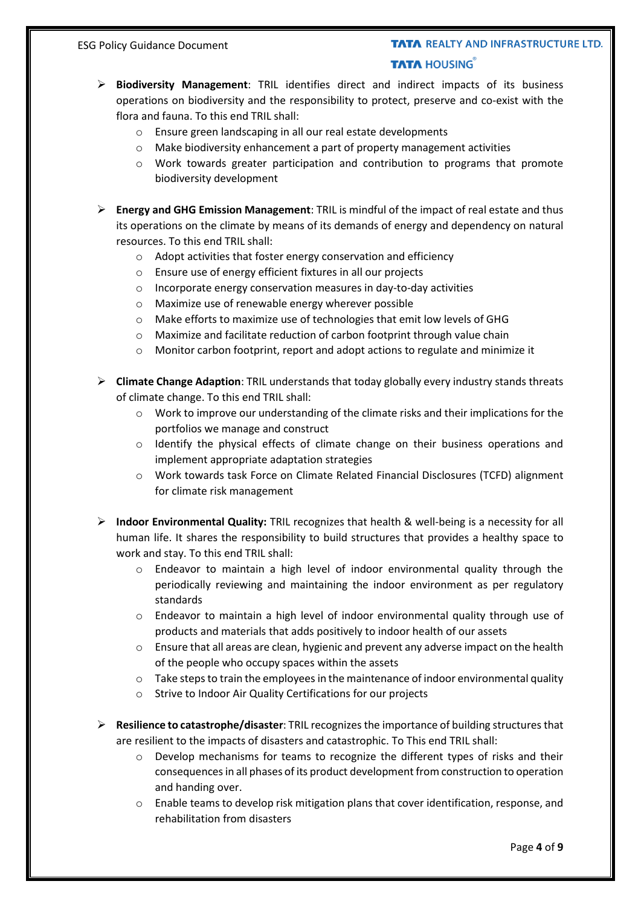- **Biodiversity Management**: TRIL identifies direct and indirect impacts of its business operations on biodiversity and the responsibility to protect, preserve and co-exist with the flora and fauna. To this end TRIL shall:
  - Ensure green landscaping in all our real estate developments
  - Make biodiversity enhancement a part of property management activities
  - Work towards greater participation and contribution to programs that promote biodiversity development

- **Energy and GHG Emission Management**: TRIL is mindful of the impact of real estate and thus its operations on the climate by means of its demands of energy and dependency on natural resources. To this end TRIL shall:
  - Adopt activities that foster energy conservation and efficiency
  - Ensure use of energy efficient fixtures in all our projects
  - Incorporate energy conservation measures in day-to-day activities
  - Maximize use of renewable energy wherever possible
  - Make efforts to maximize use of technologies that emit low levels of GHG
  - Maximize and facilitate reduction of carbon footprint through value chain
  - Monitor carbon footprint, report and adopt actions to regulate and minimize it

- **Climate Change Adaption**: TRIL understands that today globally every industry stands threats of climate change. To this end TRIL shall:
  - Work to improve our understanding of the climate risks and their implications for the portfolios we manage and construct
  - Identify the physical effects of climate change on their business operations and implement appropriate adaptation strategies
  - Work towards task Force on Climate Related Financial Disclosures (TCFD) alignment for climate risk management

- **Indoor Environmental Quality:** TRIL recognizes that health & well-being is a necessity for all human life. It shares the responsibility to build structures that provides a healthy space to work and stay. To this end TRIL shall:
  - Endeavor to maintain a high level of indoor environmental quality through the periodically reviewing and maintaining the indoor environment as per regulatory standards
  - Endeavor to maintain a high level of indoor environmental quality through use of products and materials that adds positively to indoor health of our assets
  - Ensure that all areas are clean, hygienic and prevent any adverse impact on the health of the people who occupy spaces within the assets
  - Take steps to train the employees in the maintenance of indoor environmental quality
  - Strive to Indoor Air Quality Certifications for our projects

- **Resilience to catastrophe/disaster**: TRIL recognizes the importance of building structures that are resilient to the impacts of disasters and catastrophic. To This end TRIL shall:
  - Develop mechanisms for teams to recognize the different types of risks and their consequences in all phases of its product development from construction to operation and handing over.
  - Enable teams to develop risk mitigation plans that cover identification, response, and rehabilitation from disasters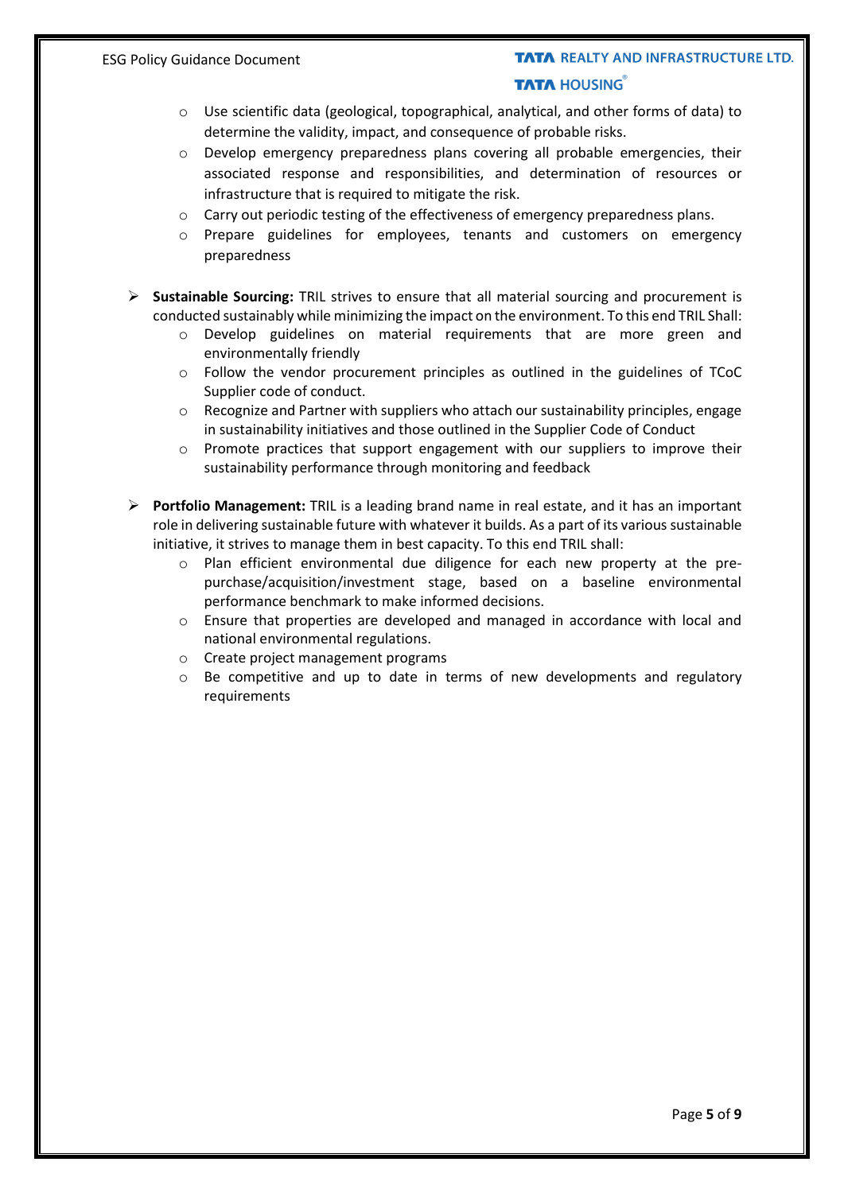- Use scientific data (geological, topographical, analytical, and other forms of data) to determine the validity, impact, and consequence of probable risks.
  - Develop emergency preparedness plans covering all probable emergencies, their associated response and responsibilities, and determination of resources or infrastructure that is required to mitigate the risk.
  - Carry out periodic testing of the effectiveness of emergency preparedness plans.
  - Prepare guidelines for employees, tenants and customers on emergency preparedness

- **Sustainable Sourcing:** TRIL strives to ensure that all material sourcing and procurement is conducted sustainably while minimizing the impact on the environment. To this end TRIL Shall:
  - Develop guidelines on material requirements that are more green and environmentally friendly
  - Follow the vendor procurement principles as outlined in the guidelines of TCoC Supplier code of conduct.
  - Recognize and Partner with suppliers who attach our sustainability principles, engage in sustainability initiatives and those outlined in the Supplier Code of Conduct
  - Promote practices that support engagement with our suppliers to improve their sustainability performance through monitoring and feedback

- **Portfolio Management:** TRIL is a leading brand name in real estate, and it has an important role in delivering sustainable future with whatever it builds. As a part of its various sustainable initiative, it strives to manage them in best capacity. To this end TRIL shall:
  - Plan efficient environmental due diligence for each new property at the pre-purchase/acquisition/investment stage, based on a baseline environmental performance benchmark to make informed decisions.
  - Ensure that properties are developed and managed in accordance with local and national environmental regulations.
  - Create project management programs
  - Be competitive and up to date in terms of new developments and regulatory requirements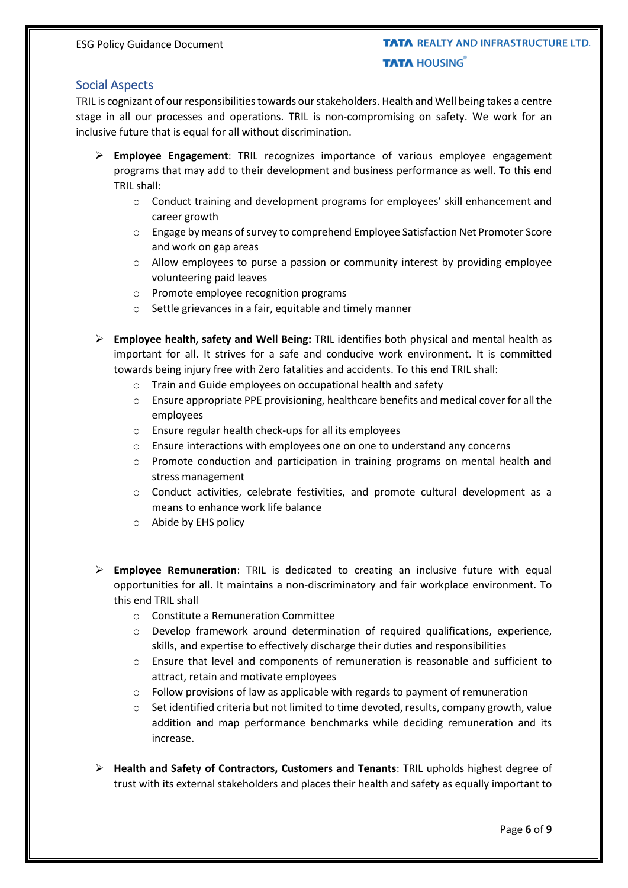## Social Aspects

TRIL is cognizant of our responsibilities towards our stakeholders. Health and Well being takes a centre stage in all our processes and operations. TRIL is non-compromising on safety. We work for an inclusive future that is equal for all without discrimination.

- **Employee Engagement**: TRIL recognizes importance of various employee engagement programs that may add to their development and business performance as well. To this end TRIL shall:
  - Conduct training and development programs for employees' skill enhancement and career growth
  - Engage by means of survey to comprehend Employee Satisfaction Net Promoter Score and work on gap areas
  - Allow employees to purse a passion or community interest by providing employee volunteering paid leaves
  - Promote employee recognition programs
  - Settle grievances in a fair, equitable and timely manner

- **Employee health, safety and Well Being:** TRIL identifies both physical and mental health as important for all. It strives for a safe and conducive work environment. It is committed towards being injury free with Zero fatalities and accidents. To this end TRIL shall:
  - Train and Guide employees on occupational health and safety
  - Ensure appropriate PPE provisioning, healthcare benefits and medical cover for all the employees
  - Ensure regular health check-ups for all its employees
  - Ensure interactions with employees one on one to understand any concerns
  - Promote conduction and participation in training programs on mental health and stress management
  - Conduct activities, celebrate festivities, and promote cultural development as a means to enhance work life balance
  - Abide by EHS policy

- **Employee Remuneration**: TRIL is dedicated to creating an inclusive future with equal opportunities for all. It maintains a non-discriminatory and fair workplace environment. To this end TRIL shall
  - Constitute a Remuneration Committee
  - Develop framework around determination of required qualifications, experience, skills, and expertise to effectively discharge their duties and responsibilities
  - Ensure that level and components of remuneration is reasonable and sufficient to attract, retain and motivate employees
  - Follow provisions of law as applicable with regards to payment of remuneration
  - Set identified criteria but not limited to time devoted, results, company growth, value addition and map performance benchmarks while deciding remuneration and its increase.

- **Health and Safety of Contractors, Customers and Tenants**: TRIL upholds highest degree of trust with its external stakeholders and places their health and safety as equally important to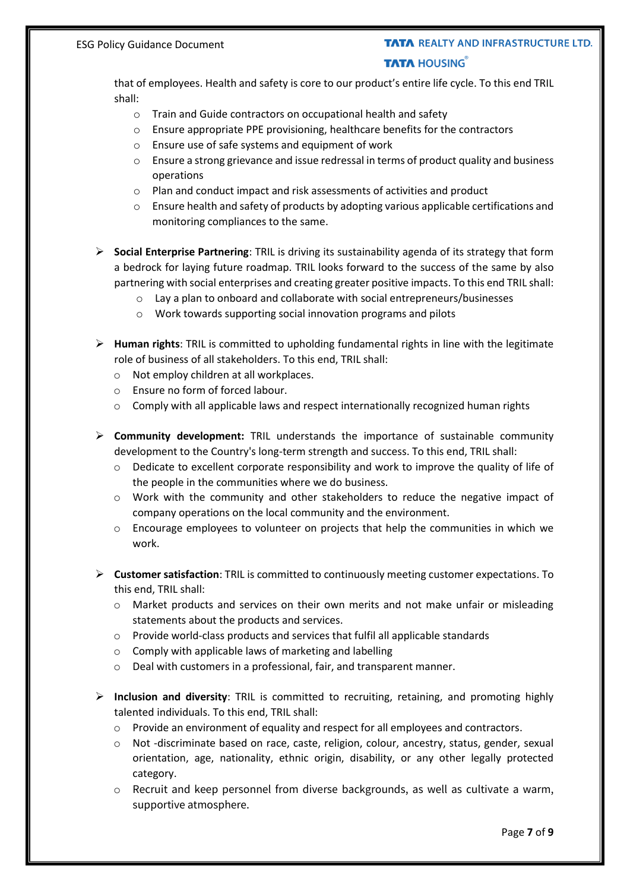that of employees. Health and safety is core to our product's entire life cycle. To this end TRIL shall:

- Train and Guide contractors on occupational health and safety
- Ensure appropriate PPE provisioning, healthcare benefits for the contractors
- Ensure use of safe systems and equipment of work
- Ensure a strong grievance and issue redressal in terms of product quality and business operations
- Plan and conduct impact and risk assessments of activities and product
- Ensure health and safety of products by adopting various applicable certifications and monitoring compliances to the same.

- **Social Enterprise Partnering**: TRIL is driving its sustainability agenda of its strategy that form a bedrock for laying future roadmap. TRIL looks forward to the success of the same by also partnering with social enterprises and creating greater positive impacts. To this end TRIL shall:
  - Lay a plan to onboard and collaborate with social entrepreneurs/businesses
  - Work towards supporting social innovation programs and pilots

- **Human rights**: TRIL is committed to upholding fundamental rights in line with the legitimate role of business of all stakeholders. To this end, TRIL shall:
  - Not employ children at all workplaces.
  - Ensure no form of forced labour.
  - Comply with all applicable laws and respect internationally recognized human rights

- **Community development:** TRIL understands the importance of sustainable community development to the Country's long-term strength and success. To this end, TRIL shall:
  - Dedicate to excellent corporate responsibility and work to improve the quality of life of the people in the communities where we do business.
  - Work with the community and other stakeholders to reduce the negative impact of company operations on the local community and the environment.
  - Encourage employees to volunteer on projects that help the communities in which we work.

- **Customer satisfaction**: TRIL is committed to continuously meeting customer expectations. To this end, TRIL shall:
  - Market products and services on their own merits and not make unfair or misleading statements about the products and services.
  - Provide world-class products and services that fulfil all applicable standards
  - Comply with applicable laws of marketing and labelling
  - Deal with customers in a professional, fair, and transparent manner.

- **Inclusion and diversity**: TRIL is committed to recruiting, retaining, and promoting highly talented individuals. To this end, TRIL shall:
  - Provide an environment of equality and respect for all employees and contractors.
  - Not -discriminate based on race, caste, religion, colour, ancestry, status, gender, sexual orientation, age, nationality, ethnic origin, disability, or any other legally protected category.
  - Recruit and keep personnel from diverse backgrounds, as well as cultivate a warm, supportive atmosphere.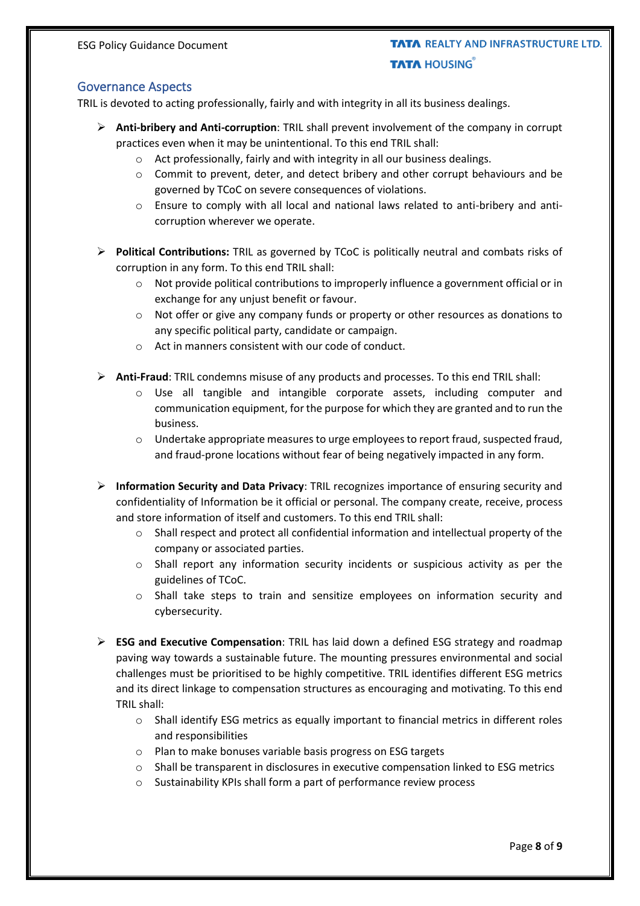## Governance Aspects

TRIL is devoted to acting professionally, fairly and with integrity in all its business dealings.

- **Anti-bribery and Anti-corruption**: TRIL shall prevent involvement of the company in corrupt practices even when it may be unintentional. To this end TRIL shall:
  - Act professionally, fairly and with integrity in all our business dealings.
  - Commit to prevent, deter, and detect bribery and other corrupt behaviours and be governed by TCoC on severe consequences of violations.
  - Ensure to comply with all local and national laws related to anti-bribery and anti-corruption wherever we operate.

- **Political Contributions:** TRIL as governed by TCoC is politically neutral and combats risks of corruption in any form. To this end TRIL shall:
  - Not provide political contributions to improperly influence a government official or in exchange for any unjust benefit or favour.
  - Not offer or give any company funds or property or other resources as donations to any specific political party, candidate or campaign.
  - Act in manners consistent with our code of conduct.

- **Anti-Fraud**: TRIL condemns misuse of any products and processes. To this end TRIL shall:
  - Use all tangible and intangible corporate assets, including computer and communication equipment, for the purpose for which they are granted and to run the business.
  - Undertake appropriate measures to urge employees to report fraud, suspected fraud, and fraud-prone locations without fear of being negatively impacted in any form.

- **Information Security and Data Privacy**: TRIL recognizes importance of ensuring security and confidentiality of Information be it official or personal. The company create, receive, process and store information of itself and customers. To this end TRIL shall:
  - Shall respect and protect all confidential information and intellectual property of the company or associated parties.
  - Shall report any information security incidents or suspicious activity as per the guidelines of TCoC.
  - Shall take steps to train and sensitize employees on information security and cybersecurity.

- **ESG and Executive Compensation**: TRIL has laid down a defined ESG strategy and roadmap paving way towards a sustainable future. The mounting pressures environmental and social challenges must be prioritised to be highly competitive. TRIL identifies different ESG metrics and its direct linkage to compensation structures as encouraging and motivating. To this end TRIL shall:
  - Shall identify ESG metrics as equally important to financial metrics in different roles and responsibilities
  - Plan to make bonuses variable basis progress on ESG targets
  - Shall be transparent in disclosures in executive compensation linked to ESG metrics
  - Sustainability KPIs shall form a part of performance review process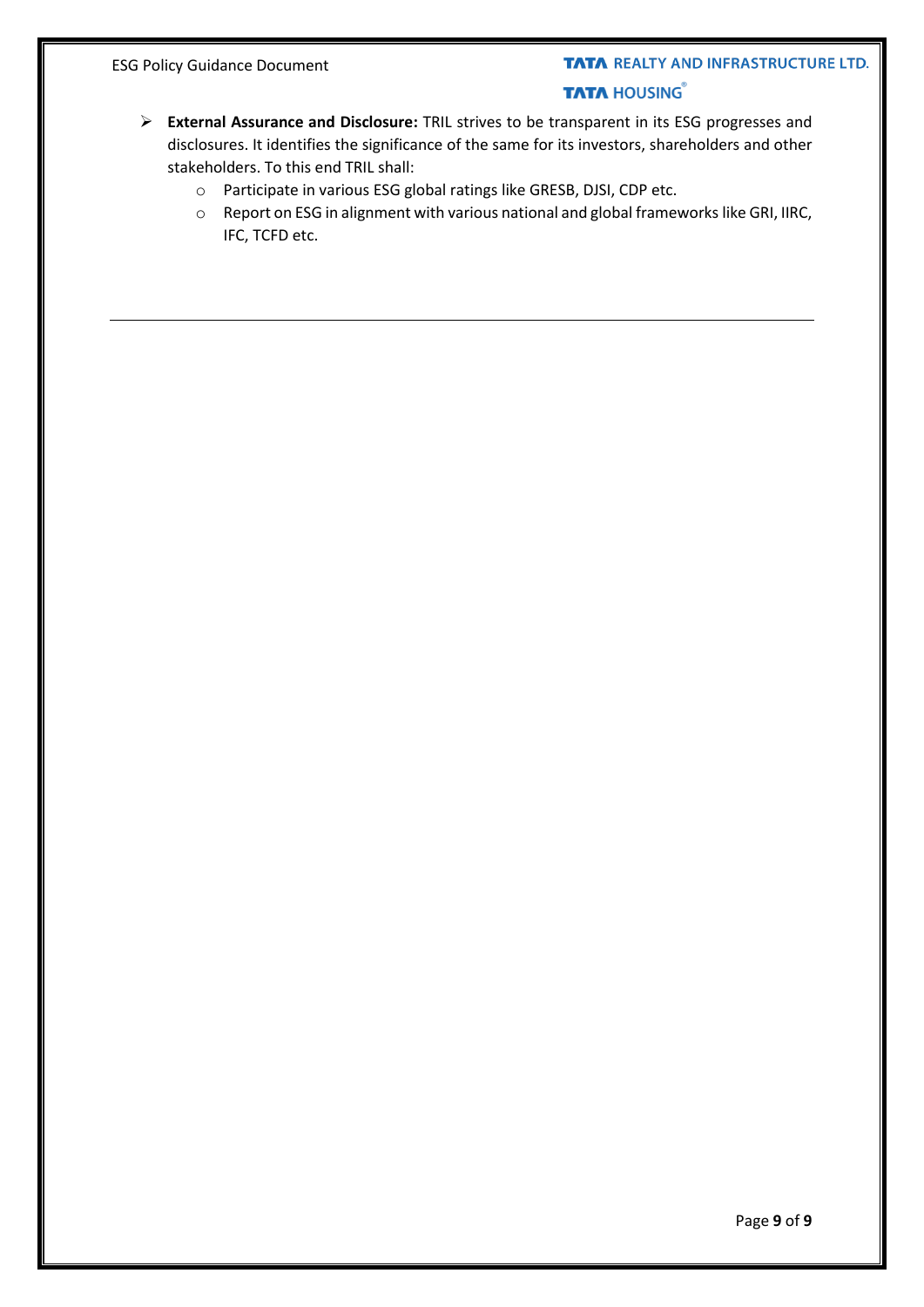- **External Assurance and Disclosure:** TRIL strives to be transparent in its ESG progresses and disclosures. It identifies the significance of the same for its investors, shareholders and other stakeholders. To this end TRIL shall:
  - Participate in various ESG global ratings like GRESB, DJSI, CDP etc.
  - Report on ESG in alignment with various national and global frameworks like GRI, IIRC, IFC, TCFD etc.

---